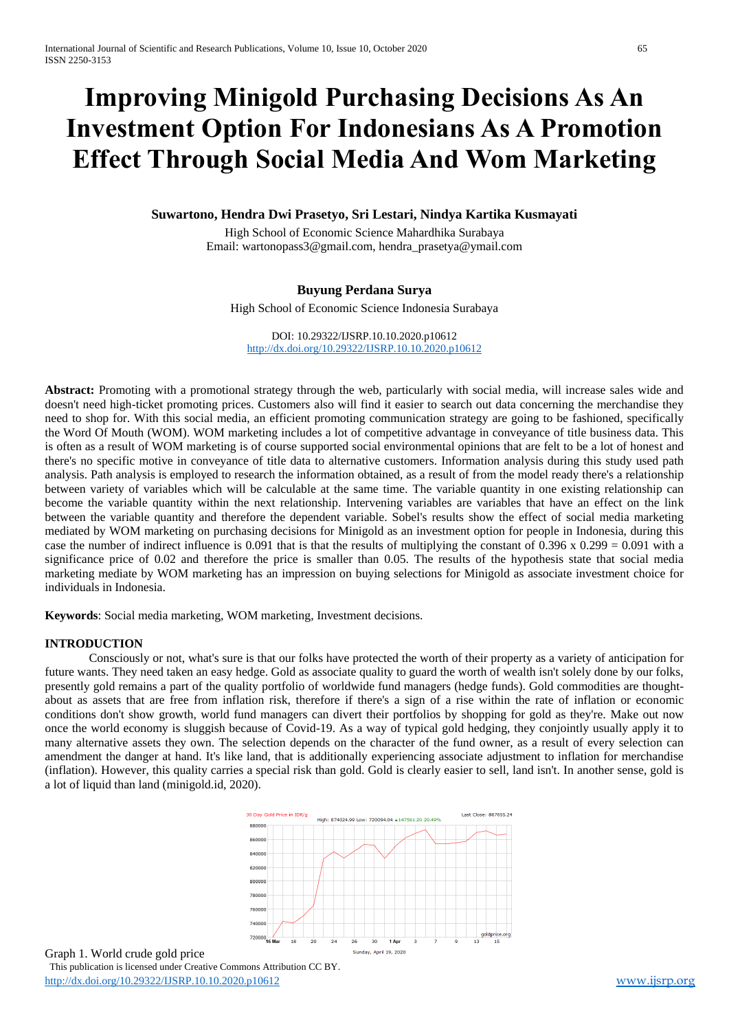# Improving Minigold Purchasing Decisions As An Investment Option For Indonesians As A Promotion Effect Through Social Media And Wom Marketing

**Suwartono, Hendra Dwi Prasetyo, Sri Lestari, Nindya Kartika Kusmayati**

High School of Economic Science Mahardhika Surabaya
Email: wartonopass3@gmail.com, hendra_prasetya@ymail.com

**Buyung Perdana Surya**

High School of Economic Science Indonesia Surabaya

DOI: 10.29322/IJSRP.10.10.2020.p10612
http://dx.doi.org/10.29322/IJSRP.10.10.2020.p10612

**Abstract:** Promoting with a promotional strategy through the web, particularly with social media, will increase sales wide and doesn't need high-ticket promoting prices. Customers also will find it easier to search out data concerning the merchandise they need to shop for. With this social media, an efficient promoting communication strategy are going to be fashioned, specifically the Word Of Mouth (WOM). WOM marketing includes a lot of competitive advantage in conveyance of title business data. This is often as a result of WOM marketing is of course supported social environmental opinions that are felt to be a lot of honest and there's no specific motive in conveyance of title data to alternative customers. Information analysis during this study used path analysis. Path analysis is employed to research the information obtained, as a result of from the model ready there's a relationship between variety of variables which will be calculable at the same time. The variable quantity in one existing relationship can become the variable quantity within the next relationship. Intervening variables are variables that have an effect on the link between the variable quantity and therefore the dependent variable. Sobel's results show the effect of social media marketing mediated by WOM marketing on purchasing decisions for Minigold as an investment option for people in Indonesia, during this case the number of indirect influence is 0.091 that is that the results of multiplying the constant of 0.396 x 0.299 = 0.091 with a significance price of 0.02 and therefore the price is smaller than 0.05. The results of the hypothesis state that social media marketing mediate by WOM marketing has an impression on buying selections for Minigold as associate investment choice for individuals in Indonesia.

**Keywords**: Social media marketing, WOM marketing, Investment decisions.

## INTRODUCTION

Consciously or not, what's sure is that our folks have protected the worth of their property as a variety of anticipation for future wants. They need taken an easy hedge. Gold as associate quality to guard the worth of wealth isn't solely done by our folks, presently gold remains a part of the quality portfolio of worldwide fund managers (hedge funds). Gold commodities are thought-about as assets that are free from inflation risk, therefore if there's a sign of a rise within the rate of inflation or economic conditions don't show growth, world fund managers can divert their portfolios by shopping for gold as they're. Make out now once the world economy is sluggish because of Covid-19. As a way of typical gold hedging, they conjointly usually apply it to many alternative assets they own. The selection depends on the character of the fund owner, as a result of every selection can amendment the danger at hand. It's like land, that is additionally experiencing associate adjustment to inflation for merchandise (inflation). However, this quality carries a special risk than gold. Gold is clearly easier to sell, land isn't. In another sense, gold is a lot of liquid than land (minigold.id, 2020).

Graph 1. World crude gold price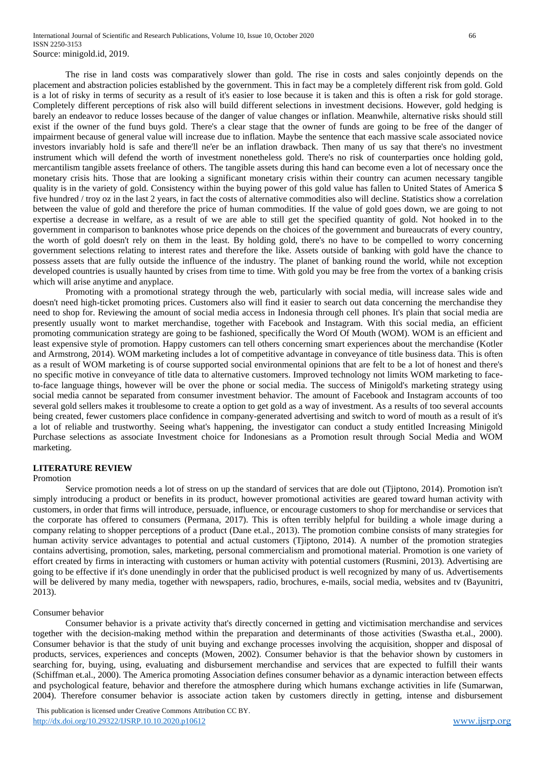Source: minigold.id, 2019.

The rise in land costs was comparatively slower than gold. The rise in costs and sales conjointly depends on the placement and abstraction policies established by the government. This in fact may be a completely different risk from gold. Gold is a lot of risky in terms of security as a result of it's easier to lose because it is taken and this is often a risk for gold storage. Completely different perceptions of risk also will build different selections in investment decisions. However, gold hedging is barely an endeavor to reduce losses because of the danger of value changes or inflation. Meanwhile, alternative risks should still exist if the owner of the fund buys gold. There's a clear stage that the owner of funds are going to be free of the danger of impairment because of general value will increase due to inflation. Maybe the sentence that each massive scale associated novice investors invariably hold is safe and there'll ne'er be an inflation drawback. Then many of us say that there's no investment instrument which will defend the worth of investment nonetheless gold. There's no risk of counterparties once holding gold, mercantilism tangible assets freelance of others. The tangible assets during this hand can become even a lot of necessary once the monetary crisis hits. Those that are looking a significant monetary crisis within their country can acumen necessary tangible quality is in the variety of gold. Consistency within the buying power of this gold value has fallen to United States of America $ five hundred / troy oz in the last 2 years, in fact the costs of alternative commodities also will decline. Statistics show a correlation between the value of gold and therefore the price of human commodities. If the value of gold goes down, we are going to not expertise a decrease in welfare, as a result of we are able to still get the specified quantity of gold. Not hooked in to the government in comparison to banknotes whose price depends on the choices of the government and bureaucrats of every country, the worth of gold doesn't rely on them in the least. By holding gold, there's no have to be compelled to worry concerning government selections relating to interest rates and therefore the like. Assets outside of banking with gold have the chance to possess assets that are fully outside the influence of the industry. The planet of banking round the world, while not exception developed countries is usually haunted by crises from time to time. With gold you may be free from the vortex of a banking crisis which will arise anytime and anyplace.

Promoting with a promotional strategy through the web, particularly with social media, will increase sales wide and doesn't need high-ticket promoting prices. Customers also will find it easier to search out data concerning the merchandise they need to shop for. Reviewing the amount of social media access in Indonesia through cell phones. It's plain that social media are presently usually wont to market merchandise, together with Facebook and Instagram. With this social media, an efficient promoting communication strategy are going to be fashioned, specifically the Word Of Mouth (WOM). WOM is an efficient and least expensive style of promotion. Happy customers can tell others concerning smart experiences about the merchandise (Kotler and Armstrong, 2014). WOM marketing includes a lot of competitive advantage in conveyance of title business data. This is often as a result of WOM marketing is of course supported social environmental opinions that are felt to be a lot of honest and there's no specific motive in conveyance of title data to alternative customers. Improved technology not limits WOM marketing to face-to-face language things, however will be over the phone or social media. The success of Minigold's marketing strategy using social media cannot be separated from consumer investment behavior. The amount of Facebook and Instagram accounts of too several gold sellers makes it troublesome to create a option to get gold as a way of investment. As a results of too several accounts being created, fewer customers place confidence in company-generated advertising and switch to word of mouth as a result of it's a lot of reliable and trustworthy. Seeing what's happening, the investigator can conduct a study entitled Increasing Minigold Purchase selections as associate Investment choice for Indonesians as a Promotion result through Social Media and WOM marketing.

## LITERATURE REVIEW

### Promotion

Service promotion needs a lot of stress on up the standard of services that are dole out (Tjiptono, 2014). Promotion isn't simply introducing a product or benefits in its product, however promotional activities are geared toward human activity with customers, in order that firms will introduce, persuade, influence, or encourage customers to shop for merchandise or services that the corporate has offered to consumers (Permana, 2017). This is often terribly helpful for building a whole image during a company relating to shopper perceptions of a product (Dane et.al., 2013). The promotion combine consists of many strategies for human activity service advantages to potential and actual customers (Tjiptono, 2014). A number of the promotion strategies contains advertising, promotion, sales, marketing, personal commercialism and promotional material. Promotion is one variety of effort created by firms in interacting with customers or human activity with potential customers (Rusmini, 2013). Advertising are going to be effective if it's done unendingly in order that the publicised product is well recognized by many of us. Advertisements will be delivered by many media, together with newspapers, radio, brochures, e-mails, social media, websites and tv (Bayunitri, 2013).

### Consumer behavior

Consumer behavior is a private activity that's directly concerned in getting and victimisation merchandise and services together with the decision-making method within the preparation and determinants of those activities (Swastha et.al., 2000). Consumer behavior is that the study of unit buying and exchange processes involving the acquisition, shopper and disposal of products, services, experiences and concepts (Mowen, 2002). Consumer behavior is that the behavior shown by customers in searching for, buying, using, evaluating and disbursement merchandise and services that are expected to fulfill their wants (Schiffman et.al., 2000). The America promoting Association defines consumer behavior as a dynamic interaction between effects and psychological feature, behavior and therefore the atmosphere during which humans exchange activities in life (Sumarwan, 2004). Therefore consumer behavior is associate action taken by customers directly in getting, intense and disbursement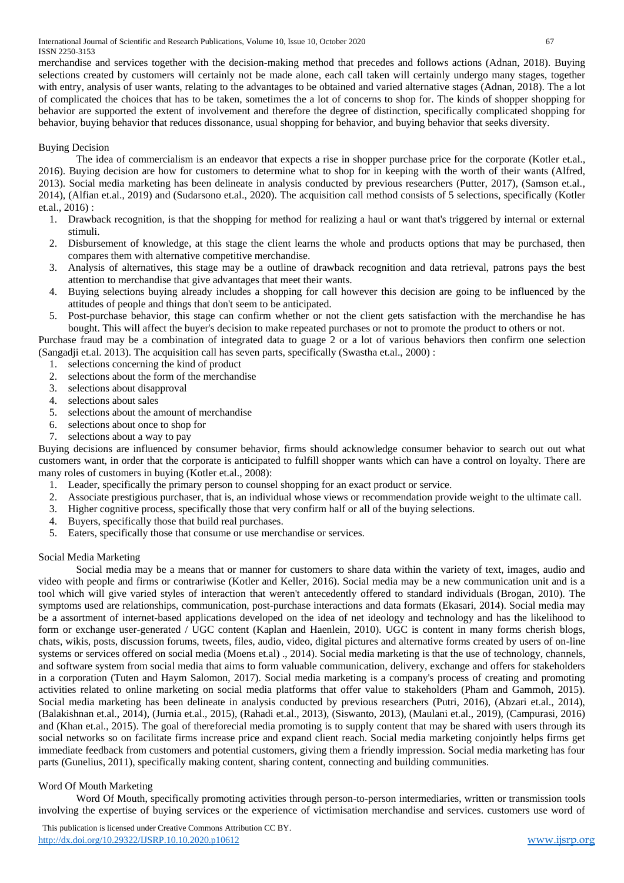merchandise and services together with the decision-making method that precedes and follows actions (Adnan, 2018). Buying selections created by customers will certainly not be made alone, each call taken will certainly undergo many stages, together with entry, analysis of user wants, relating to the advantages to be obtained and varied alternative stages (Adnan, 2018). The a lot of complicated the choices that has to be taken, sometimes the a lot of concerns to shop for. The kinds of shopper shopping for behavior are supported the extent of involvement and therefore the degree of distinction, specifically complicated shopping for behavior, buying behavior that reduces dissonance, usual shopping for behavior, and buying behavior that seeks diversity.

## Buying Decision

The idea of commercialism is an endeavor that expects a rise in shopper purchase price for the corporate (Kotler et.al., 2016). Buying decision are how for customers to determine what to shop for in keeping with the worth of their wants (Alfred, 2013). Social media marketing has been delineate in analysis conducted by previous researchers (Putter, 2017), (Samson et.al., 2014), (Alfian et.al., 2019) and (Sudarsono et.al., 2020). The acquisition call method consists of 5 selections, specifically (Kotler et.al., 2016) :

1. Drawback recognition, is that the shopping for method for realizing a haul or want that's triggered by internal or external stimuli.
2. Disbursement of knowledge, at this stage the client learns the whole and products options that may be purchased, then compares them with alternative competitive merchandise.
3. Analysis of alternatives, this stage may be a outline of drawback recognition and data retrieval, patrons pays the best attention to merchandise that give advantages that meet their wants.
4. Buying selections buying already includes a shopping for call however this decision are going to be influenced by the attitudes of people and things that don't seem to be anticipated.
5. Post-purchase behavior, this stage can confirm whether or not the client gets satisfaction with the merchandise he has bought. This will affect the buyer's decision to make repeated purchases or not to promote the product to others or not.

Purchase fraud may be a combination of integrated data to guage 2 or a lot of various behaviors then confirm one selection (Sangadji et.al. 2013). The acquisition call has seven parts, specifically (Swastha et.al., 2000) :

1. selections concerning the kind of product
2. selections about the form of the merchandise
3. selections about disapproval
4. selections about sales
5. selections about the amount of merchandise
6. selections about once to shop for
7. selections about a way to pay

Buying decisions are influenced by consumer behavior, firms should acknowledge consumer behavior to search out out what customers want, in order that the corporate is anticipated to fulfill shopper wants which can have a control on loyalty. There are many roles of customers in buying (Kotler et.al., 2008):

1. Leader, specifically the primary person to counsel shopping for an exact product or service.
2. Associate prestigious purchaser, that is, an individual whose views or recommendation provide weight to the ultimate call.
3. Higher cognitive process, specifically those that very confirm half or all of the buying selections.
4. Buyers, specifically those that build real purchases.
5. Eaters, specifically those that consume or use merchandise or services.

## Social Media Marketing

Social media may be a means that or manner for customers to share data within the variety of text, images, audio and video with people and firms or contrariwise (Kotler and Keller, 2016). Social media may be a new communication unit and is a tool which will give varied styles of interaction that weren't antecedently offered to standard individuals (Brogan, 2010). The symptoms used are relationships, communication, post-purchase interactions and data formats (Ekasari, 2014). Social media may be a assortment of internet-based applications developed on the idea of net ideology and technology and has the likelihood to form or exchange user-generated / UGC content (Kaplan and Haenlein, 2010). UGC is content in many forms cherish blogs, chats, wikis, posts, discussion forums, tweets, files, audio, video, digital pictures and alternative forms created by users of on-line systems or services offered on social media (Moens et.al) ., 2014). Social media marketing is that the use of technology, channels, and software system from social media that aims to form valuable communication, delivery, exchange and offers for stakeholders in a corporation (Tuten and Haym Salomon, 2017). Social media marketing is a company's process of creating and promoting activities related to online marketing on social media platforms that offer value to stakeholders (Pham and Gammoh, 2015). Social media marketing has been delineate in analysis conducted by previous researchers (Putri, 2016), (Abzari et.al., 2014), (Balakishnan et.al., 2014), (Jurnia et.al., 2015), (Rahadi et.al., 2013), (Siswanto, 2013), (Maulani et.al., 2019), (Campurasi, 2016) and (Khan et.al., 2015). The goal of thereforecial media promoting is to supply content that may be shared with users through its social networks so on facilitate firms increase price and expand client reach. Social media marketing conjointly helps firms get immediate feedback from customers and potential customers, giving them a friendly impression. Social media marketing has four parts (Gunelius, 2011), specifically making content, sharing content, connecting and building communities.

## Word Of Mouth Marketing

Word Of Mouth, specifically promoting activities through person-to-person intermediaries, written or transmission tools involving the expertise of buying services or the experience of victimisation merchandise and services. customers use word of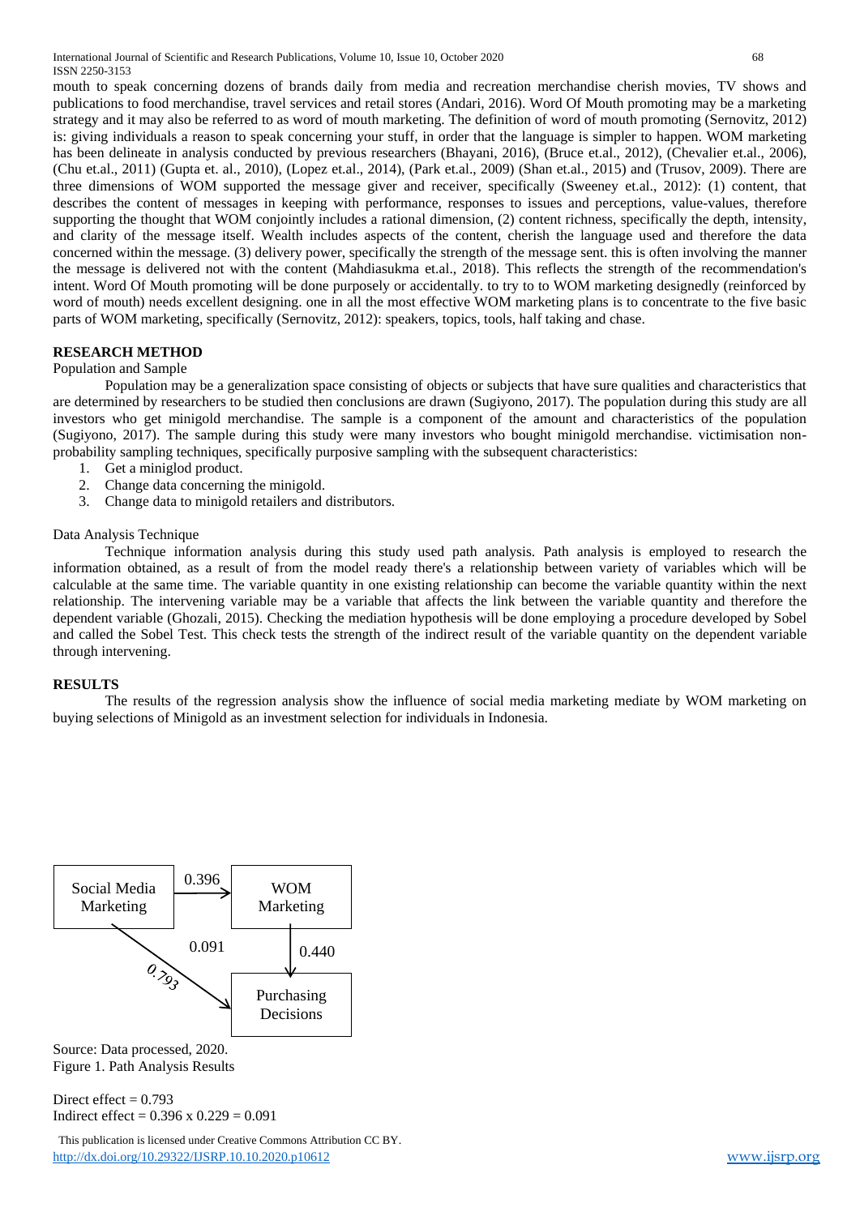mouth to speak concerning dozens of brands daily from media and recreation merchandise cherish movies, TV shows and publications to food merchandise, travel services and retail stores (Andari, 2016). Word Of Mouth promoting may be a marketing strategy and it may also be referred to as word of mouth marketing. The definition of word of mouth promoting (Sernovitz, 2012) is: giving individuals a reason to speak concerning your stuff, in order that the language is simpler to happen. WOM marketing has been delineate in analysis conducted by previous researchers (Bhayani, 2016), (Bruce et.al., 2012), (Chevalier et.al., 2006), (Chu et.al., 2011) (Gupta et. al., 2010), (Lopez et.al., 2014), (Park et.al., 2009) (Shan et.al., 2015) and (Trusov, 2009). There are three dimensions of WOM supported the message giver and receiver, specifically (Sweeney et.al., 2012): (1) content, that describes the content of messages in keeping with performance, responses to issues and perceptions, value-values, therefore supporting the thought that WOM conjointly includes a rational dimension, (2) content richness, specifically the depth, intensity, and clarity of the message itself. Wealth includes aspects of the content, cherish the language used and therefore the data concerned within the message. (3) delivery power, specifically the strength of the message sent. this is often involving the manner the message is delivered not with the content (Mahdiasukma et.al., 2018). This reflects the strength of the recommendation's intent. Word Of Mouth promoting will be done purposely or accidentally. to try to to WOM marketing designedly (reinforced by word of mouth) needs excellent designing. one in all the most effective WOM marketing plans is to concentrate to the five basic parts of WOM marketing, specifically (Sernovitz, 2012): speakers, topics, tools, half taking and chase.

## RESEARCH METHOD

Population and Sample

Population may be a generalization space consisting of objects or subjects that have sure qualities and characteristics that are determined by researchers to be studied then conclusions are drawn (Sugiyono, 2017). The population during this study are all investors who get minigold merchandise. The sample is a component of the amount and characteristics of the population (Sugiyono, 2017). The sample during this study were many investors who bought minigold merchandise. victimisation non-probability sampling techniques, specifically purposive sampling with the subsequent characteristics:

1. Get a miniglod product.
2. Change data concerning the minigold.
3. Change data to minigold retailers and distributors.

Data Analysis Technique

Technique information analysis during this study used path analysis. Path analysis is employed to research the information obtained, as a result of from the model ready there's a relationship between variety of variables which will be calculable at the same time. The variable quantity in one existing relationship can become the variable quantity within the next relationship. The intervening variable may be a variable that affects the link between the variable quantity and therefore the dependent variable (Ghozali, 2015). Checking the mediation hypothesis will be done employing a procedure developed by Sobel and called the Sobel Test. This check tests the strength of the indirect result of the variable quantity on the dependent variable through intervening.

## RESULTS

The results of the regression analysis show the influence of social media marketing mediate by WOM marketing on buying selections of Minigold as an investment selection for individuals in Indonesia.

Social Media Marketing → WOM Marketing: 0.396
WOM Marketing → Purchasing Decisions: 0.440
Social Media Marketing → Purchasing Decisions: 0.793
0.091

Source: Data processed, 2020.
Figure 1. Path Analysis Results

Direct effect = 0.793
Indirect effect = 0.396 x 0.229 = 0.091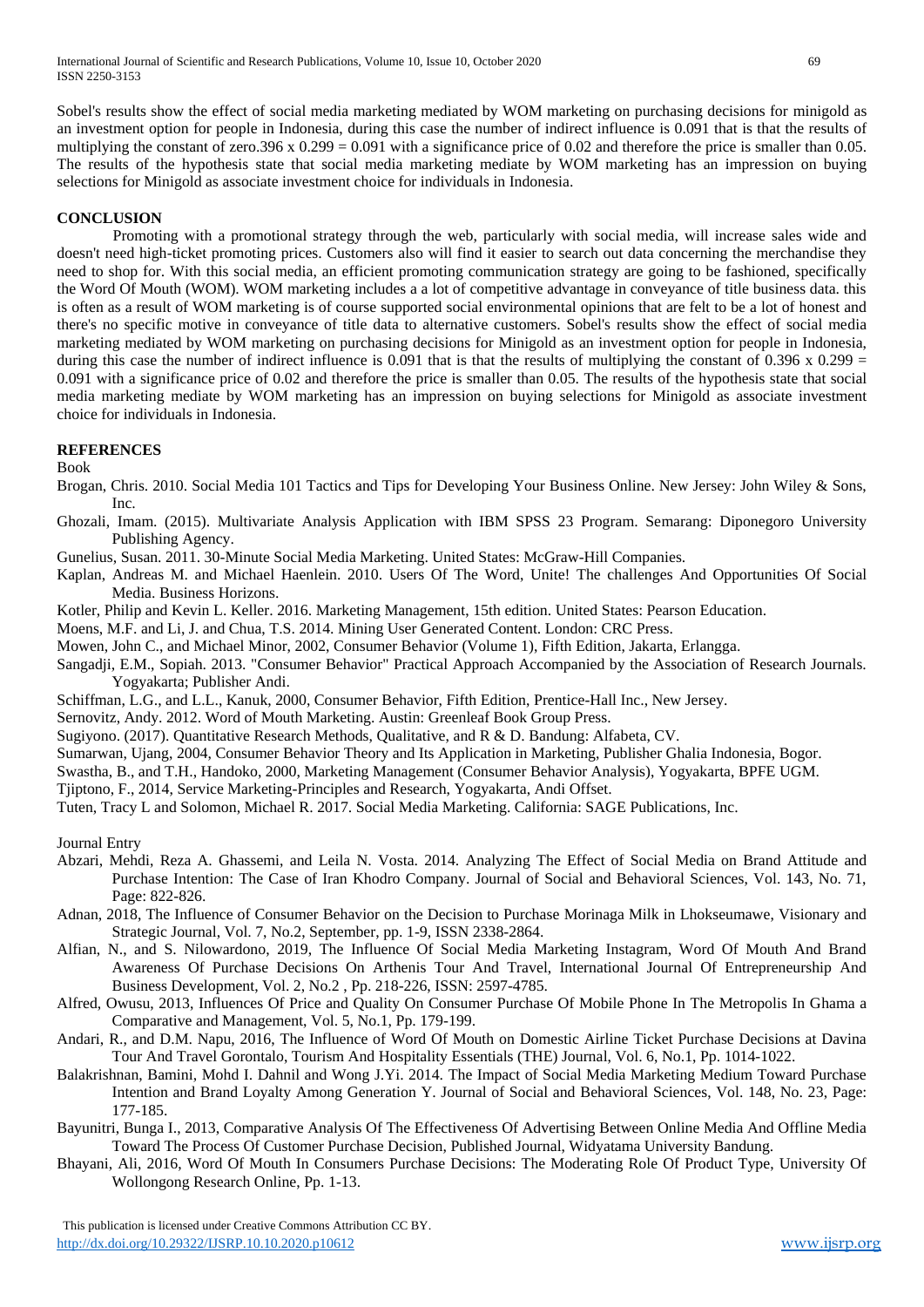Sobel's results show the effect of social media marketing mediated by WOM marketing on purchasing decisions for minigold as an investment option for people in Indonesia, during this case the number of indirect influence is 0.091 that is that the results of multiplying the constant of zero.396 x 0.299 = 0.091 with a significance price of 0.02 and therefore the price is smaller than 0.05. The results of the hypothesis state that social media marketing mediate by WOM marketing has an impression on buying selections for Minigold as associate investment choice for individuals in Indonesia.

## CONCLUSION

Promoting with a promotional strategy through the web, particularly with social media, will increase sales wide and doesn't need high-ticket promoting prices. Customers also will find it easier to search out data concerning the merchandise they need to shop for. With this social media, an efficient promoting communication strategy are going to be fashioned, specifically the Word Of Mouth (WOM). WOM marketing includes a a lot of competitive advantage in conveyance of title business data. this is often as a result of WOM marketing is of course supported social environmental opinions that are felt to be a lot of honest and there's no specific motive in conveyance of title data to alternative customers. Sobel's results show the effect of social media marketing mediated by WOM marketing on purchasing decisions for Minigold as an investment option for people in Indonesia, during this case the number of indirect influence is 0.091 that is that the results of multiplying the constant of 0.396 x 0.299 = 0.091 with a significance price of 0.02 and therefore the price is smaller than 0.05. The results of the hypothesis state that social media marketing mediate by WOM marketing has an impression on buying selections for Minigold as associate investment choice for individuals in Indonesia.

## REFERENCES

Book

Brogan, Chris. 2010. Social Media 101 Tactics and Tips for Developing Your Business Online. New Jersey: John Wiley & Sons, Inc.

Ghozali, Imam. (2015). Multivariate Analysis Application with IBM SPSS 23 Program. Semarang: Diponegoro University Publishing Agency.

Gunelius, Susan. 2011. 30-Minute Social Media Marketing. United States: McGraw-Hill Companies.

Kaplan, Andreas M. and Michael Haenlein. 2010. Users Of The Word, Unite! The challenges And Opportunities Of Social Media. Business Horizons.

Kotler, Philip and Kevin L. Keller. 2016. Marketing Management, 15th edition. United States: Pearson Education.

Moens, M.F. and Li, J. and Chua, T.S. 2014. Mining User Generated Content. London: CRC Press.

Mowen, John C., and Michael Minor, 2002, Consumer Behavior (Volume 1), Fifth Edition, Jakarta, Erlangga.

Sangadji, E.M., Sopiah. 2013. "Consumer Behavior" Practical Approach Accompanied by the Association of Research Journals. Yogyakarta; Publisher Andi.

Schiffman, L.G., and L.L., Kanuk, 2000, Consumer Behavior, Fifth Edition, Prentice-Hall Inc., New Jersey.

Sernovitz, Andy. 2012. Word of Mouth Marketing. Austin: Greenleaf Book Group Press.

Sugiyono. (2017). Quantitative Research Methods, Qualitative, and R & D. Bandung: Alfabeta, CV.

Sumarwan, Ujang, 2004, Consumer Behavior Theory and Its Application in Marketing, Publisher Ghalia Indonesia, Bogor.

Swastha, B., and T.H., Handoko, 2000, Marketing Management (Consumer Behavior Analysis), Yogyakarta, BPFE UGM.

Tjiptono, F., 2014, Service Marketing-Principles and Research, Yogyakarta, Andi Offset.

Tuten, Tracy L and Solomon, Michael R. 2017. Social Media Marketing. California: SAGE Publications, Inc.

Journal Entry

Abzari, Mehdi, Reza A. Ghassemi, and Leila N. Vosta. 2014. Analyzing The Effect of Social Media on Brand Attitude and Purchase Intention: The Case of Iran Khodro Company. Journal of Social and Behavioral Sciences, Vol. 143, No. 71, Page: 822-826.

Adnan, 2018, The Influence of Consumer Behavior on the Decision to Purchase Morinaga Milk in Lhokseumawe, Visionary and Strategic Journal, Vol. 7, No.2, September, pp. 1-9, ISSN 2338-2864.

Alfian, N., and S. Nilowardono, 2019, The Influence Of Social Media Marketing Instagram, Word Of Mouth And Brand Awareness Of Purchase Decisions On Arthenis Tour And Travel, International Journal Of Entrepreneurship And Business Development, Vol. 2, No.2 , Pp. 218-226, ISSN: 2597-4785.

Alfred, Owusu, 2013, Influences Of Price and Quality On Consumer Purchase Of Mobile Phone In The Metropolis In Ghama a Comparative and Management, Vol. 5, No.1, Pp. 179-199.

Andari, R., and D.M. Napu, 2016, The Influence of Word Of Mouth on Domestic Airline Ticket Purchase Decisions at Davina Tour And Travel Gorontalo, Tourism And Hospitality Essentials (THE) Journal, Vol. 6, No.1, Pp. 1014-1022.

Balakrishnan, Bamini, Mohd I. Dahnil and Wong J.Yi. 2014. The Impact of Social Media Marketing Medium Toward Purchase Intention and Brand Loyalty Among Generation Y. Journal of Social and Behavioral Sciences, Vol. 148, No. 23, Page: 177-185.

Bayunitri, Bunga I., 2013, Comparative Analysis Of The Effectiveness Of Advertising Between Online Media And Offline Media Toward The Process Of Customer Purchase Decision, Published Journal, Widyatama University Bandung.

Bhayani, Ali, 2016, Word Of Mouth In Consumers Purchase Decisions: The Moderating Role Of Product Type, University Of Wollongong Research Online, Pp. 1-13.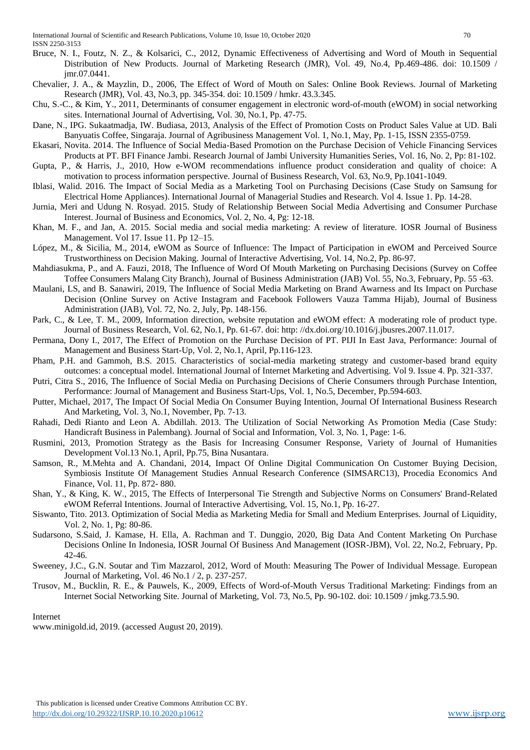Bruce, N. I., Foutz, N. Z., & Kolsarici, C., 2012, Dynamic Effectiveness of Advertising and Word of Mouth in Sequential Distribution of New Products. Journal of Marketing Research (JMR), Vol. 49, No.4, Pp.469-486. doi: 10.1509 / jmr.07.0441.

Chevalier, J. A., & Mayzlin, D., 2006, The Effect of Word of Mouth on Sales: Online Book Reviews. Journal of Marketing Research (JMR), Vol. 43, No.3, pp. 345-354. doi: 10.1509 / hmkr. 43.3.345.

Chu, S.-C., & Kim, Y., 2011, Determinants of consumer engagement in electronic word-of-mouth (eWOM) in social networking sites. International Journal of Advertising, Vol. 30, No.1, Pp. 47-75.

Dane, N., IPG. Sukaatmadja, IW. Budiasa, 2013, Analysis of the Effect of Promotion Costs on Product Sales Value at UD. Bali Banyuatis Coffee, Singaraja. Journal of Agribusiness Management Vol. 1, No.1, May, Pp. 1-15, ISSN 2355-0759.

Ekasari, Novita. 2014. The Influence of Social Media-Based Promotion on the Purchase Decision of Vehicle Financing Services Products at PT. BFI Finance Jambi. Research Journal of Jambi University Humanities Series, Vol. 16, No. 2, Pp: 81-102.

Gupta, P., & Harris, J., 2010, How e-WOM recommendations influence product consideration and quality of choice: A motivation to process information perspective. Journal of Business Research, Vol. 63, No.9, Pp.1041-1049.

Iblasi, Walid. 2016. The Impact of Social Media as a Marketing Tool on Purchasing Decisions (Case Study on Samsung for Electrical Home Appliances). International Journal of Managerial Studies and Research. Vol 4. Issue 1. Pp. 14-28.

Jurnia, Meri and Udung N. Rosyad. 2015. Study of Relationship Between Social Media Advertising and Consumer Purchase Interest. Journal of Business and Economics, Vol. 2, No. 4, Pg: 12-18.

Khan, M. F., and Jan, A. 2015. Social media and social media marketing: A review of literature. IOSR Journal of Business Management. Vol 17. Issue 11. Pp 12–15.

López, M., & Sicilia, M., 2014, eWOM as Source of Influence: The Impact of Participation in eWOM and Perceived Source Trustworthiness on Decision Making. Journal of Interactive Advertising, Vol. 14, No.2, Pp. 86-97.

Mahdiasukma, P., and A. Fauzi, 2018, The Influence of Word Of Mouth Marketing on Purchasing Decisions (Survey on Coffee Toffee Consumers Malang City Branch), Journal of Business Administration (JAB) Vol. 55, No.3, February, Pp. 55 -63.

Maulani, LS, and B. Sanawiri, 2019, The Influence of Social Media Marketing on Brand Awarness and Its Impact on Purchase Decision (Online Survey on Active Instagram and Facebook Followers Vauza Tamma Hijab), Journal of Business Administration (JAB), Vol. 72, No. 2, July, Pp. 148-156.

Park, C., & Lee, T. M., 2009, Information direction, website reputation and eWOM effect: A moderating role of product type. Journal of Business Research, Vol. 62, No.1, Pp. 61-67. doi: http: //dx.doi.org/10.1016/j.jbusres.2007.11.017.

Permana, Dony I., 2017, The Effect of Promotion on the Purchase Decision of PT. PIJI In East Java, Performance: Journal of Management and Business Start-Up, Vol. 2, No.1, April, Pp.116-123.

Pham, P.H. and Gammoh, B.S. 2015. Characteristics of social-media marketing strategy and customer-based brand equity outcomes: a conceptual model. International Journal of Internet Marketing and Advertising. Vol 9. Issue 4. Pp. 321-337.

Putri, Citra S., 2016, The Influence of Social Media on Purchasing Decisions of Cherie Consumers through Purchase Intention, Performance: Journal of Management and Business Start-Ups, Vol. 1, No.5, December, Pp.594-603.

Putter, Michael, 2017, The Impact Of Social Media On Consumer Buying Intention, Journal Of International Business Research And Marketing, Vol. 3, No.1, November, Pp. 7-13.

Rahadi, Dedi Rianto and Leon A. Abdillah. 2013. The Utilization of Social Networking As Promotion Media (Case Study: Handicraft Business in Palembang). Journal of Social and Information, Vol. 3, No. 1, Page: 1-6.

Rusmini, 2013, Promotion Strategy as the Basis for Increasing Consumer Response, Variety of Journal of Humanities Development Vol.13 No.1, April, Pp.75, Bina Nusantara.

Samson, R., M.Mehta and A. Chandani, 2014, Impact Of Online Digital Communication On Customer Buying Decision, Symbiosis Institute Of Management Studies Annual Research Conference (SIMSARC13), Procedia Economics And Finance, Vol. 11, Pp. 872- 880.

Shan, Y., & King, K. W., 2015, The Effects of Interpersonal Tie Strength and Subjective Norms on Consumers' Brand-Related eWOM Referral Intentions. Journal of Interactive Advertising, Vol. 15, No.1, Pp. 16-27.

Siswanto, Tito. 2013. Optimization of Social Media as Marketing Media for Small and Medium Enterprises. Journal of Liquidity, Vol. 2, No. 1, Pg: 80-86.

Sudarsono, S.Said, J. Kamase, H. Ella, A. Rachman and T. Dunggio, 2020, Big Data And Content Marketing On Purchase Decisions Online In Indonesia, IOSR Journal Of Business And Management (IOSR-JBM), Vol. 22, No.2, February, Pp. 42-46.

Sweeney, J.C., G.N. Soutar and Tim Mazzarol, 2012, Word of Mouth: Measuring The Power of Individual Message. European Journal of Marketing, Vol. 46 No.1 / 2, p. 237-257.

Trusov, M., Bucklin, R. E., & Pauwels, K., 2009, Effects of Word-of-Mouth Versus Traditional Marketing: Findings from an Internet Social Networking Site. Journal of Marketing, Vol. 73, No.5, Pp. 90-102. doi: 10.1509 / jmkg.73.5.90.

Internet

www.minigold.id, 2019. (accessed August 20, 2019).